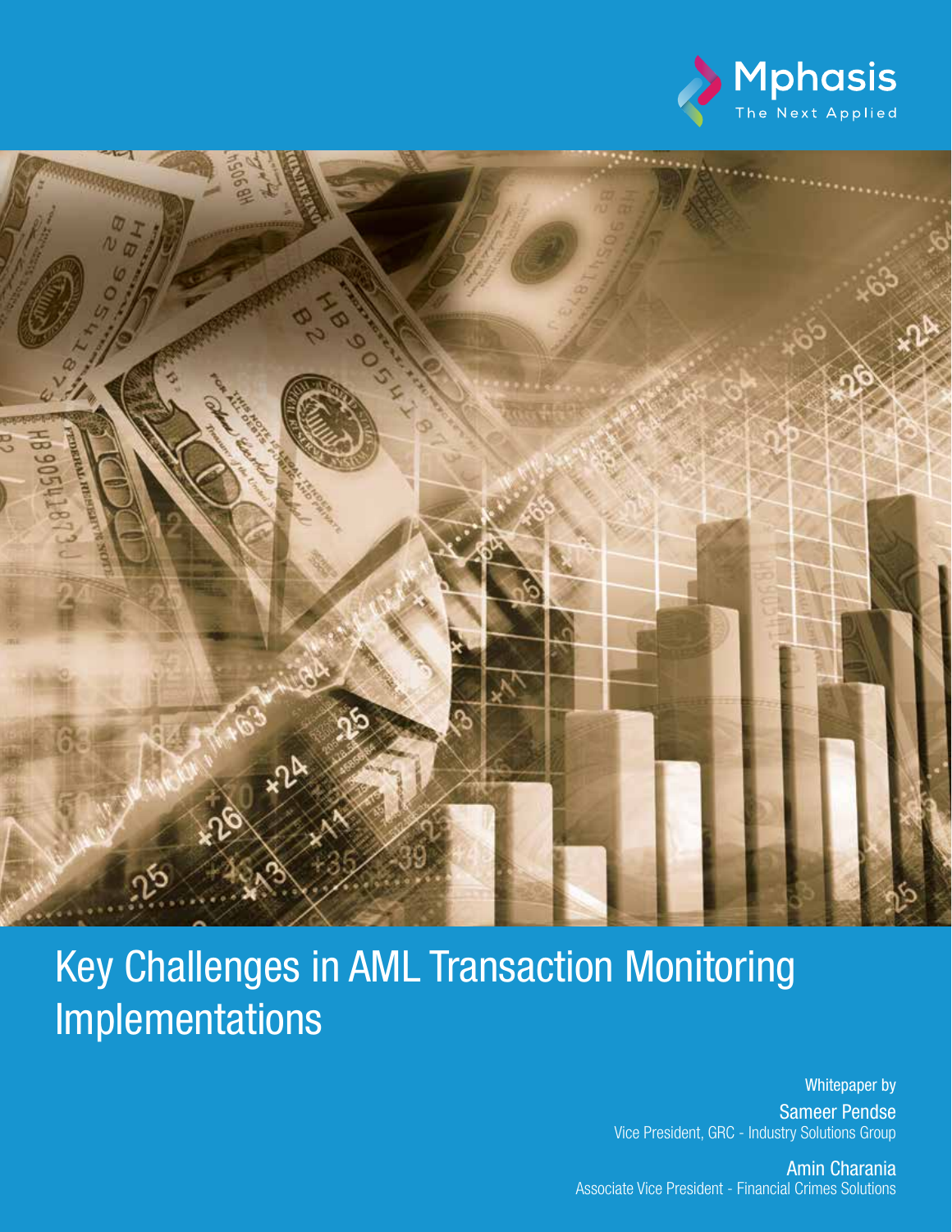Mphasis
The Next Applied

# Key Challenges in AML Transaction Monitoring Implementations

Whitepaper by

Sameer Pendse
Vice President, GRC - Industry Solutions Group

Amin Charania
Associate Vice President - Financial Crimes Solutions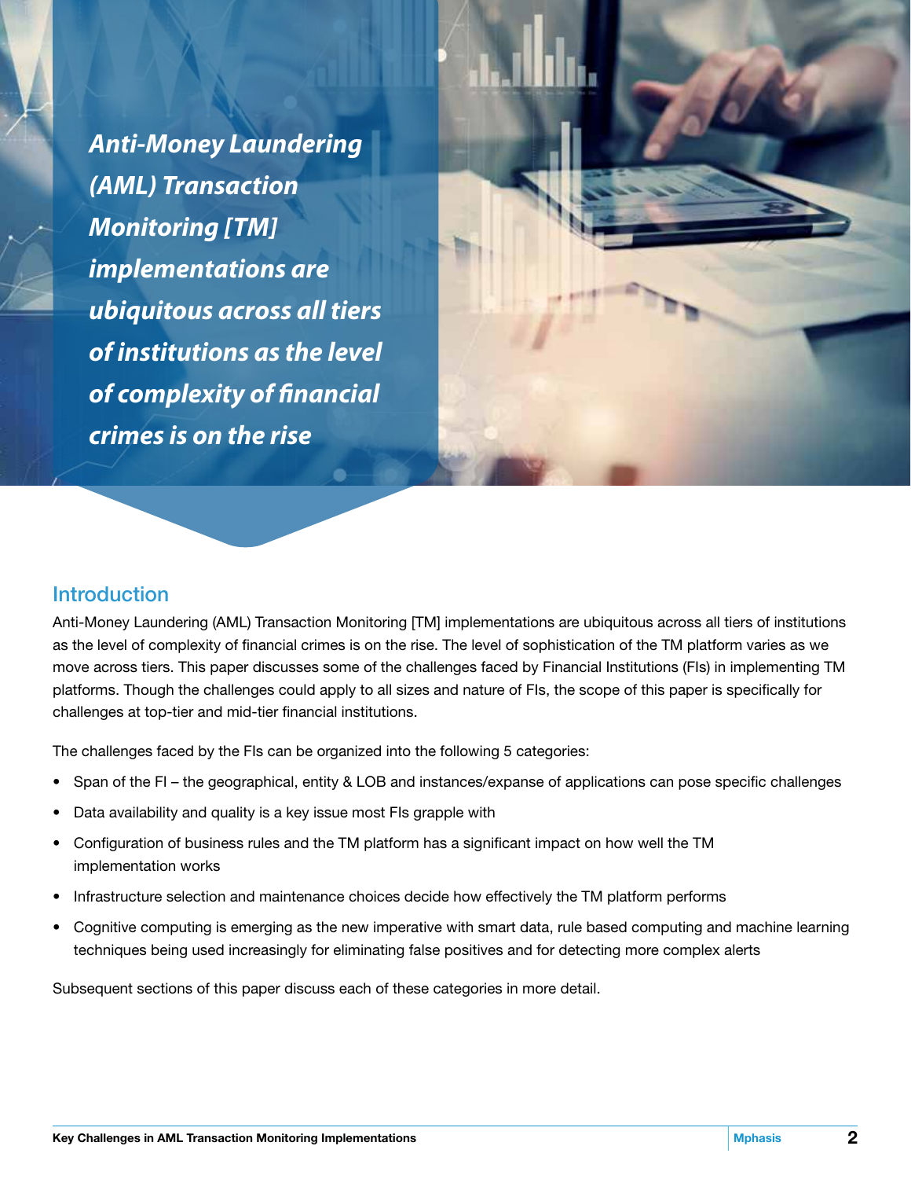*Anti-Money Laundering (AML) Transaction Monitoring [TM] implementations are ubiquitous across all tiers of institutions as the level of complexity of financial crimes is on the rise*

## Introduction

Anti-Money Laundering (AML) Transaction Monitoring [TM] implementations are ubiquitous across all tiers of institutions as the level of complexity of financial crimes is on the rise. The level of sophistication of the TM platform varies as we move across tiers. This paper discusses some of the challenges faced by Financial Institutions (FIs) in implementing TM platforms. Though the challenges could apply to all sizes and nature of FIs, the scope of this paper is specifically for challenges at top-tier and mid-tier financial institutions.

The challenges faced by the FIs can be organized into the following 5 categories:

- Span of the FI – the geographical, entity & LOB and instances/expanse of applications can pose specific challenges
- Data availability and quality is a key issue most FIs grapple with
- Configuration of business rules and the TM platform has a significant impact on how well the TM implementation works
- Infrastructure selection and maintenance choices decide how effectively the TM platform performs
- Cognitive computing is emerging as the new imperative with smart data, rule based computing and machine learning techniques being used increasingly for eliminating false positives and for detecting more complex alerts

Subsequent sections of this paper discuss each of these categories in more detail.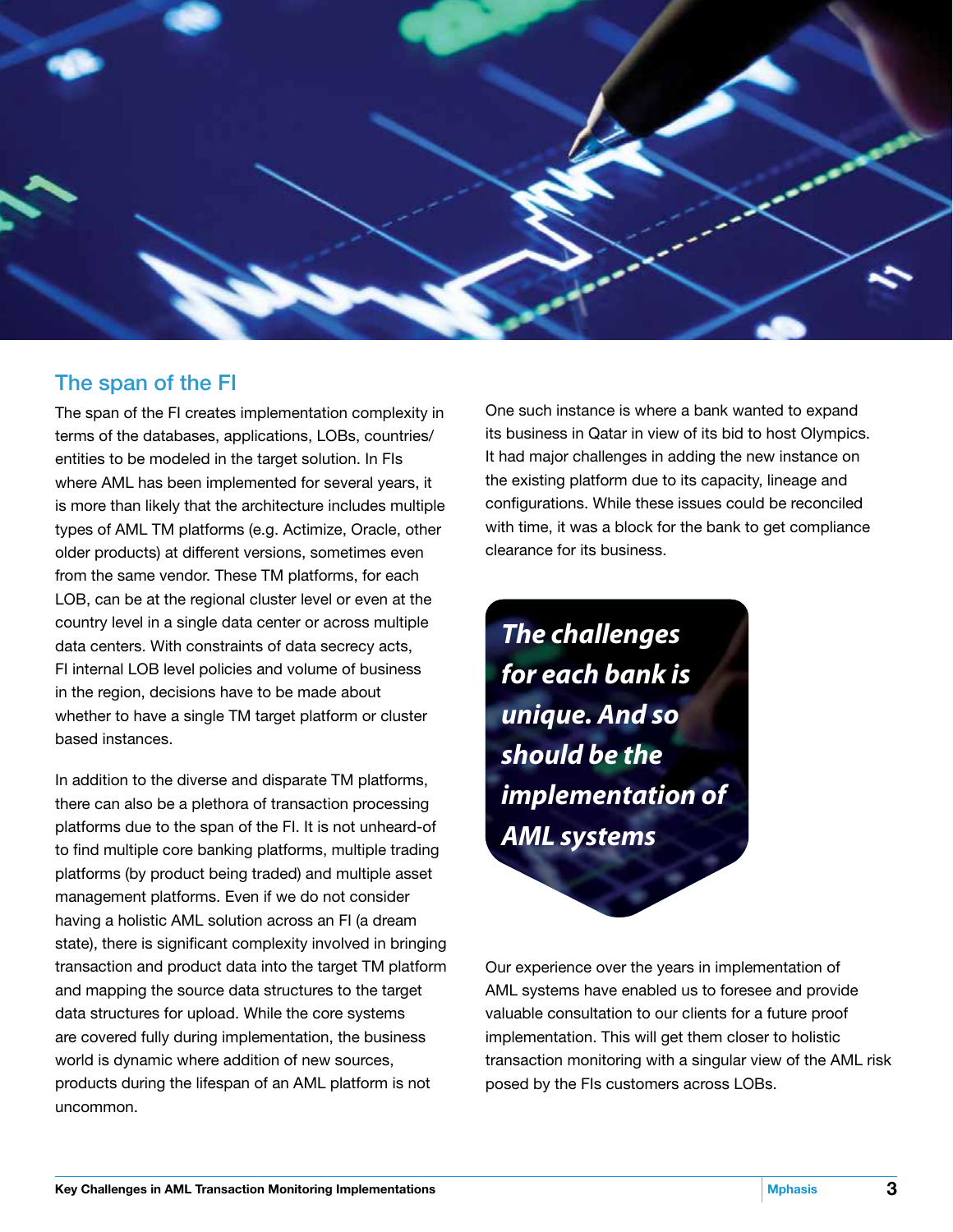## The span of the FI

The span of the FI creates implementation complexity in terms of the databases, applications, LOBs, countries/entities to be modeled in the target solution. In FIs where AML has been implemented for several years, it is more than likely that the architecture includes multiple types of AML TM platforms (e.g. Actimize, Oracle, other older products) at different versions, sometimes even from the same vendor. These TM platforms, for each LOB, can be at the regional cluster level or even at the country level in a single data center or across multiple data centers. With constraints of data secrecy acts, FI internal LOB level policies and volume of business in the region, decisions have to be made about whether to have a single TM target platform or cluster based instances.

In addition to the diverse and disparate TM platforms, there can also be a plethora of transaction processing platforms due to the span of the FI. It is not unheard-of to find multiple core banking platforms, multiple trading platforms (by product being traded) and multiple asset management platforms. Even if we do not consider having a holistic AML solution across an FI (a dream state), there is significant complexity involved in bringing transaction and product data into the target TM platform and mapping the source data structures to the target data structures for upload. While the core systems are covered fully during implementation, the business world is dynamic where addition of new sources, products during the lifespan of an AML platform is not uncommon.

One such instance is where a bank wanted to expand its business in Qatar in view of its bid to host Olympics. It had major challenges in adding the new instance on the existing platform due to its capacity, lineage and configurations. While these issues could be reconciled with time, it was a block for the bank to get compliance clearance for its business.

***The challenges for each bank is unique. And so should be the implementation of AML systems***

Our experience over the years in implementation of AML systems have enabled us to foresee and provide valuable consultation to our clients for a future proof implementation. This will get them closer to holistic transaction monitoring with a singular view of the AML risk posed by the FIs customers across LOBs.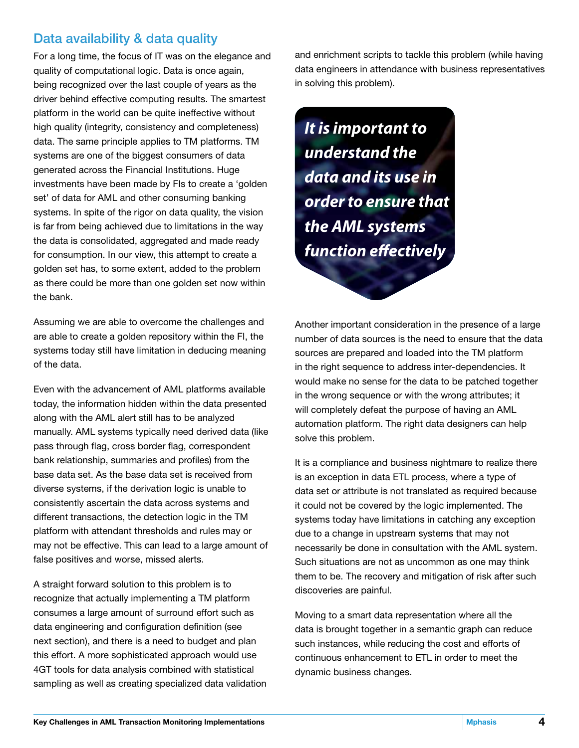## Data availability & data quality

For a long time, the focus of IT was on the elegance and quality of computational logic. Data is once again, being recognized over the last couple of years as the driver behind effective computing results. The smartest platform in the world can be quite ineffective without high quality (integrity, consistency and completeness) data. The same principle applies to TM platforms. TM systems are one of the biggest consumers of data generated across the Financial Institutions. Huge investments have been made by FIs to create a 'golden set' of data for AML and other consuming banking systems. In spite of the rigor on data quality, the vision is far from being achieved due to limitations in the way the data is consolidated, aggregated and made ready for consumption. In our view, this attempt to create a golden set has, to some extent, added to the problem as there could be more than one golden set now within the bank.

Assuming we are able to overcome the challenges and are able to create a golden repository within the FI, the systems today still have limitation in deducing meaning of the data.

Even with the advancement of AML platforms available today, the information hidden within the data presented along with the AML alert still has to be analyzed manually. AML systems typically need derived data (like pass through flag, cross border flag, correspondent bank relationship, summaries and profiles) from the base data set. As the base data set is received from diverse systems, if the derivation logic is unable to consistently ascertain the data across systems and different transactions, the detection logic in the TM platform with attendant thresholds and rules may or may not be effective. This can lead to a large amount of false positives and worse, missed alerts.

A straight forward solution to this problem is to recognize that actually implementing a TM platform consumes a large amount of surround effort such as data engineering and configuration definition (see next section), and there is a need to budget and plan this effort. A more sophisticated approach would use 4GT tools for data analysis combined with statistical sampling as well as creating specialized data validation and enrichment scripts to tackle this problem (while having data engineers in attendance with business representatives in solving this problem).

***It is important to understand the data and its use in order to ensure that the AML systems function effectively***

Another important consideration in the presence of a large number of data sources is the need to ensure that the data sources are prepared and loaded into the TM platform in the right sequence to address inter-dependencies. It would make no sense for the data to be patched together in the wrong sequence or with the wrong attributes; it will completely defeat the purpose of having an AML automation platform. The right data designers can help solve this problem.

It is a compliance and business nightmare to realize there is an exception in data ETL process, where a type of data set or attribute is not translated as required because it could not be covered by the logic implemented. The systems today have limitations in catching any exception due to a change in upstream systems that may not necessarily be done in consultation with the AML system. Such situations are not as uncommon as one may think them to be. The recovery and mitigation of risk after such discoveries are painful.

Moving to a smart data representation where all the data is brought together in a semantic graph can reduce such instances, while reducing the cost and efforts of continuous enhancement to ETL in order to meet the dynamic business changes.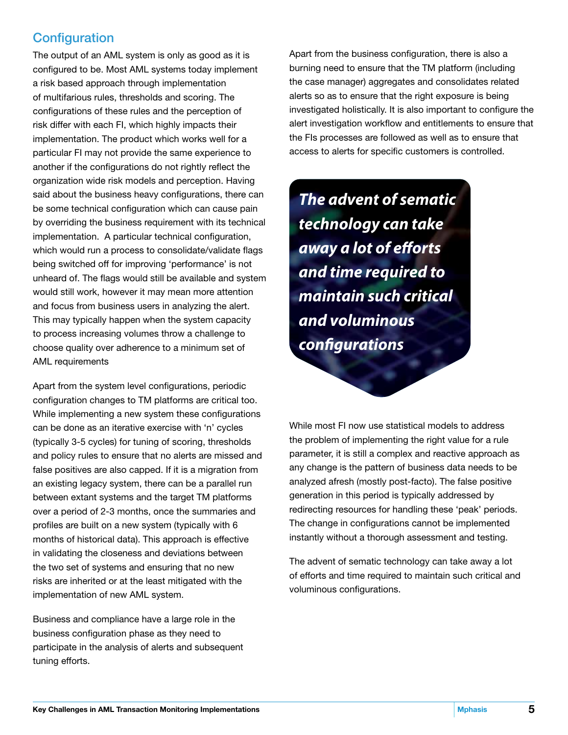## Configuration

The output of an AML system is only as good as it is configured to be. Most AML systems today implement a risk based approach through implementation of multifarious rules, thresholds and scoring. The configurations of these rules and the perception of risk differ with each FI, which highly impacts their implementation. The product which works well for a particular FI may not provide the same experience to another if the configurations do not rightly reflect the organization wide risk models and perception. Having said about the business heavy configurations, there can be some technical configuration which can cause pain by overriding the business requirement with its technical implementation. A particular technical configuration, which would run a process to consolidate/validate flags being switched off for improving 'performance' is not unheard of. The flags would still be available and system would still work, however it may mean more attention and focus from business users in analyzing the alert. This may typically happen when the system capacity to process increasing volumes throw a challenge to choose quality over adherence to a minimum set of AML requirements

Apart from the system level configurations, periodic configuration changes to TM platforms are critical too. While implementing a new system these configurations can be done as an iterative exercise with 'n' cycles (typically 3-5 cycles) for tuning of scoring, thresholds and policy rules to ensure that no alerts are missed and false positives are also capped. If it is a migration from an existing legacy system, there can be a parallel run between extant systems and the target TM platforms over a period of 2-3 months, once the summaries and profiles are built on a new system (typically with 6 months of historical data). This approach is effective in validating the closeness and deviations between the two set of systems and ensuring that no new risks are inherited or at the least mitigated with the implementation of new AML system.

Business and compliance have a large role in the business configuration phase as they need to participate in the analysis of alerts and subsequent tuning efforts.

Apart from the business configuration, there is also a burning need to ensure that the TM platform (including the case manager) aggregates and consolidates related alerts so as to ensure that the right exposure is being investigated holistically. It is also important to configure the alert investigation workflow and entitlements to ensure that the FIs processes are followed as well as to ensure that access to alerts for specific customers is controlled.

***The advent of sematic technology can take away a lot of efforts and time required to maintain such critical and voluminous configurations***

While most FI now use statistical models to address the problem of implementing the right value for a rule parameter, it is still a complex and reactive approach as any change is the pattern of business data needs to be analyzed afresh (mostly post-facto). The false positive generation in this period is typically addressed by redirecting resources for handling these 'peak' periods. The change in configurations cannot be implemented instantly without a thorough assessment and testing.

The advent of sematic technology can take away a lot of efforts and time required to maintain such critical and voluminous configurations.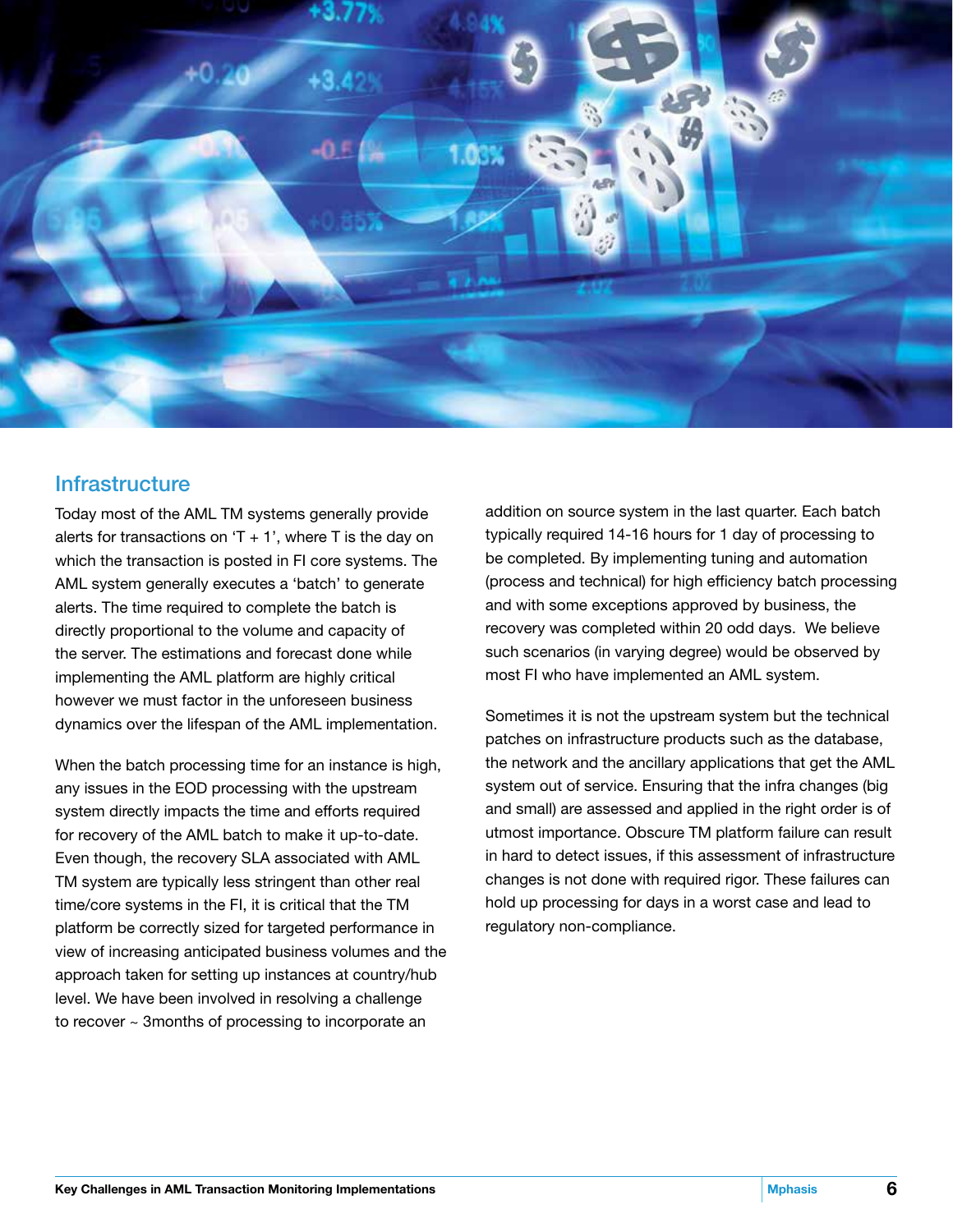## Infrastructure

Today most of the AML TM systems generally provide alerts for transactions on 'T + 1', where T is the day on which the transaction is posted in FI core systems. The AML system generally executes a 'batch' to generate alerts. The time required to complete the batch is directly proportional to the volume and capacity of the server. The estimations and forecast done while implementing the AML platform are highly critical however we must factor in the unforeseen business dynamics over the lifespan of the AML implementation.

When the batch processing time for an instance is high, any issues in the EOD processing with the upstream system directly impacts the time and efforts required for recovery of the AML batch to make it up-to-date. Even though, the recovery SLA associated with AML TM system are typically less stringent than other real time/core systems in the FI, it is critical that the TM platform be correctly sized for targeted performance in view of increasing anticipated business volumes and the approach taken for setting up instances at country/hub level. We have been involved in resolving a challenge to recover ~ 3months of processing to incorporate an addition on source system in the last quarter. Each batch typically required 14-16 hours for 1 day of processing to be completed. By implementing tuning and automation (process and technical) for high efficiency batch processing and with some exceptions approved by business, the recovery was completed within 20 odd days. We believe such scenarios (in varying degree) would be observed by most FI who have implemented an AML system.

Sometimes it is not the upstream system but the technical patches on infrastructure products such as the database, the network and the ancillary applications that get the AML system out of service. Ensuring that the infra changes (big and small) are assessed and applied in the right order is of utmost importance. Obscure TM platform failure can result in hard to detect issues, if this assessment of infrastructure changes is not done with required rigor. These failures can hold up processing for days in a worst case and lead to regulatory non-compliance.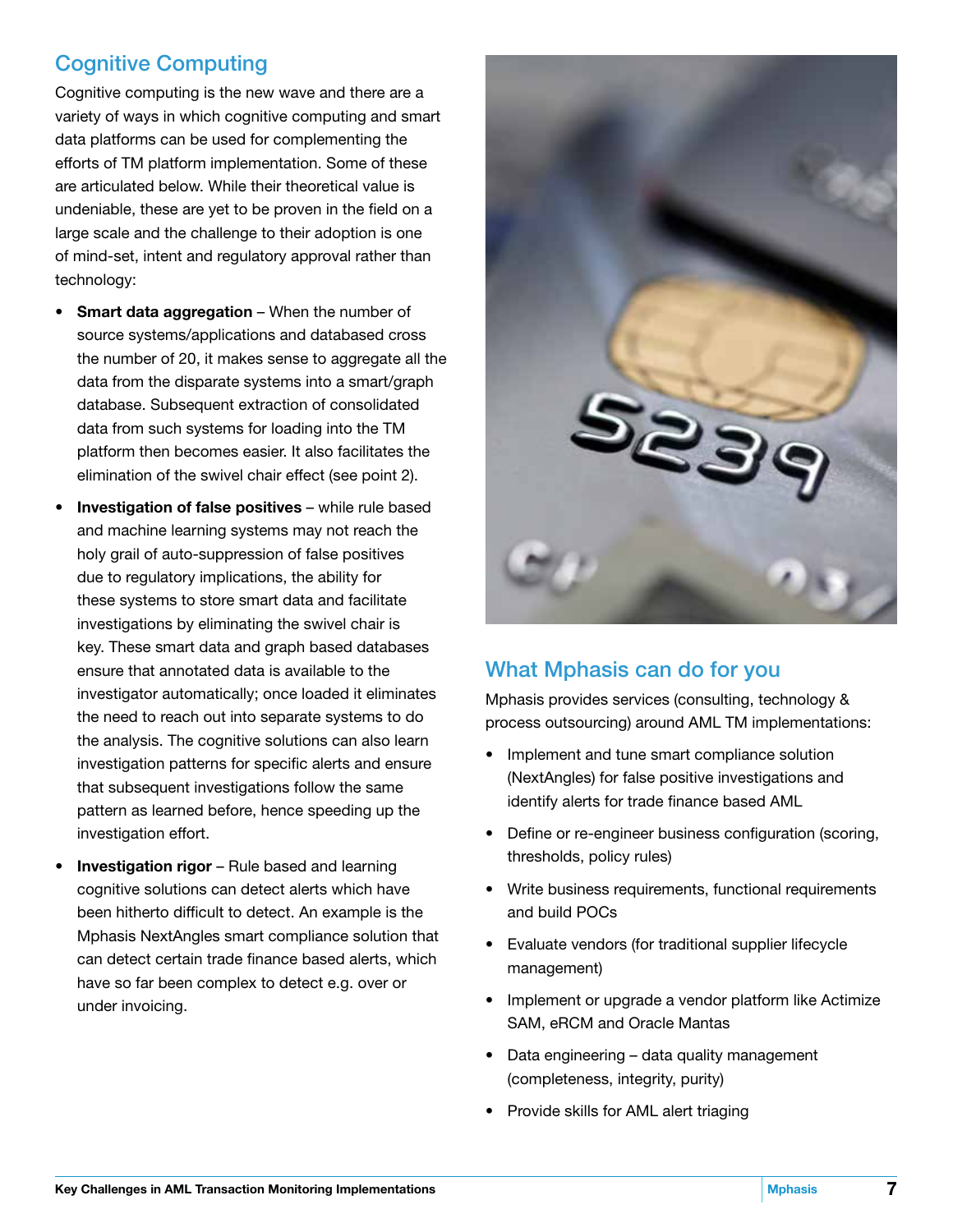## Cognitive Computing

Cognitive computing is the new wave and there are a variety of ways in which cognitive computing and smart data platforms can be used for complementing the efforts of TM platform implementation. Some of these are articulated below. While their theoretical value is undeniable, these are yet to be proven in the field on a large scale and the challenge to their adoption is one of mind-set, intent and regulatory approval rather than technology:

- **Smart data aggregation** – When the number of source systems/applications and databased cross the number of 20, it makes sense to aggregate all the data from the disparate systems into a smart/graph database. Subsequent extraction of consolidated data from such systems for loading into the TM platform then becomes easier. It also facilitates the elimination of the swivel chair effect (see point 2).
- **Investigation of false positives** – while rule based and machine learning systems may not reach the holy grail of auto-suppression of false positives due to regulatory implications, the ability for these systems to store smart data and facilitate investigations by eliminating the swivel chair is key. These smart data and graph based databases ensure that annotated data is available to the investigator automatically; once loaded it eliminates the need to reach out into separate systems to do the analysis. The cognitive solutions can also learn investigation patterns for specific alerts and ensure that subsequent investigations follow the same pattern as learned before, hence speeding up the investigation effort.
- **Investigation rigor** – Rule based and learning cognitive solutions can detect alerts which have been hitherto difficult to detect. An example is the Mphasis NextAngles smart compliance solution that can detect certain trade finance based alerts, which have so far been complex to detect e.g. over or under invoicing.

## What Mphasis can do for you

Mphasis provides services (consulting, technology & process outsourcing) around AML TM implementations:

- Implement and tune smart compliance solution (NextAngles) for false positive investigations and identify alerts for trade finance based AML
- Define or re-engineer business configuration (scoring, thresholds, policy rules)
- Write business requirements, functional requirements and build POCs
- Evaluate vendors (for traditional supplier lifecycle management)
- Implement or upgrade a vendor platform like Actimize SAM, eRCM and Oracle Mantas
- Data engineering – data quality management (completeness, integrity, purity)
- Provide skills for AML alert triaging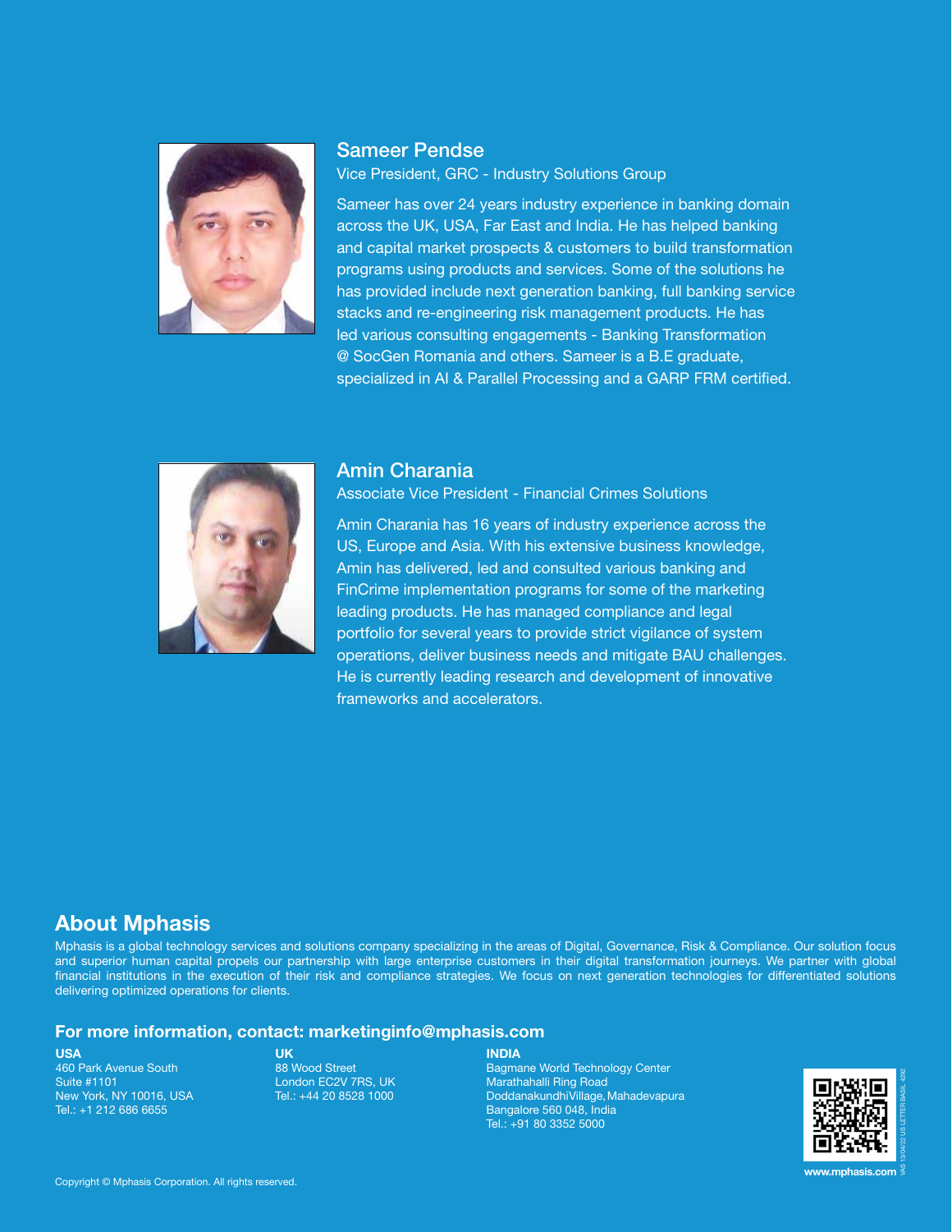## Sameer Pendse

Vice President, GRC - Industry Solutions Group

Sameer has over 24 years industry experience in banking domain across the UK, USA, Far East and India. He has helped banking and capital market prospects & customers to build transformation programs using products and services. Some of the solutions he has provided include next generation banking, full banking service stacks and re-engineering risk management products. He has led various consulting engagements - Banking Transformation @ SocGen Romania and others. Sameer is a B.E graduate, specialized in AI & Parallel Processing and a GARP FRM certified.

## Amin Charania

Associate Vice President - Financial Crimes Solutions

Amin Charania has 16 years of industry experience across the US, Europe and Asia. With his extensive business knowledge, Amin has delivered, led and consulted various banking and FinCrime implementation programs for some of the marketing leading products. He has managed compliance and legal portfolio for several years to provide strict vigilance of system operations, deliver business needs and mitigate BAU challenges. He is currently leading research and development of innovative frameworks and accelerators.

## About Mphasis

Mphasis is a global technology services and solutions company specializing in the areas of Digital, Governance, Risk & Compliance. Our solution focus and superior human capital propels our partnership with large enterprise customers in their digital transformation journeys. We partner with global financial institutions in the execution of their risk and compliance strategies. We focus on next generation technologies for differentiated solutions delivering optimized operations for clients.

### For more information, contact: marketinginfo@mphasis.com

**USA**
460 Park Avenue South
Suite #1101
New York, NY 10016, USA
Tel.: +1 212 686 6655

**UK**
88 Wood Street
London EC2V 7RS, UK
Tel.: +44 20 8528 1000

**INDIA**
Bagmane World Technology Center
Marathahalli Ring Road
DoddanakundhiVillage, Mahadevapura
Bangalore 560 048, India
Tel.: +91 80 3352 5000

www.mphasis.com

VAS 13/04/22 US LETTER BASIL 4292

Copyright © Mphasis Corporation. All rights reserved.